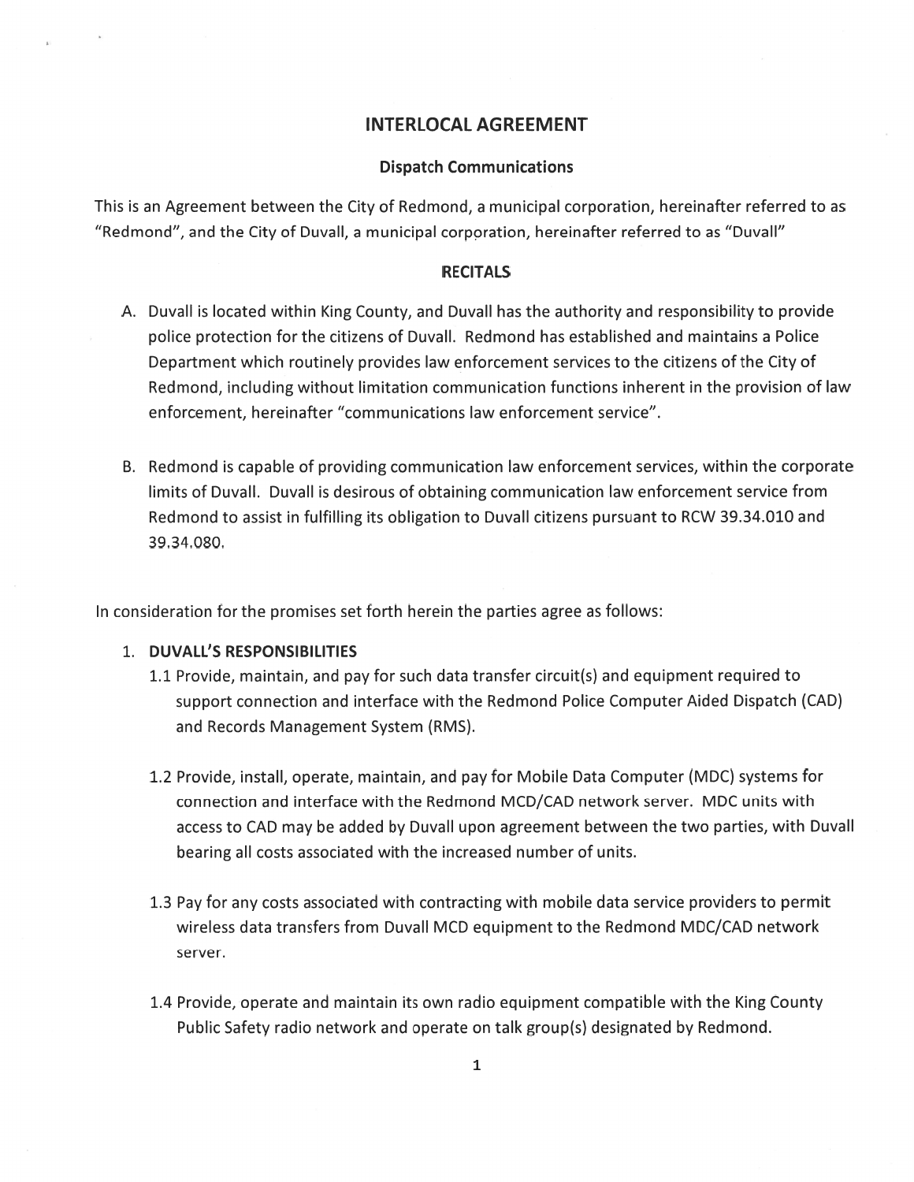# INTERLOCAL AGREEMENT

## Dispatch Communications

This is an Agreement between the City of Redmond, a municipal corporation, hereinafter referred to as "Redmond", and the City of Duvall, a municipal corporation, hereinafter referred to as "Duvall"

### RECITALS

A. Duvall is located within King County, and Duvall has the authority and responsibility to provide police protection for the citizens of Duvall. Redmond has established and maintains a Police Department which routinely provides law enforcement services to the citizens of the City of Redmond, including without limitation communication functions inherent in the provision of law enforcement, hereinafter "communications law enforcement service".

B. Redmond is capable of providing communication law enforcement services, within the corporate limits of Duvall. Duvall is desirous of obtaining communication law enforcement service from Redmond to assist in fulfilling its obligation to Duvall citizens pursuant to RCW 39.34.010 and 39.34.080.

In consideration for the promises set forth herein the parties agree as follows:

1. **DUVALL'S RESPONSIBILITIES**

   1.1 Provide, maintain, and pay for such data transfer circuit(s) and equipment required to support connection and interface with the Redmond Police Computer Aided Dispatch (CAD) and Records Management System (RMS).

   1.2 Provide, install, operate, maintain, and pay for Mobile Data Computer (MDC) systems for connection and interface with the Redmond MCD/CAD network server. MDC units with access to CAD may be added by Duvall upon agreement between the two parties, with Duvall bearing all costs associated with the increased number of units.

   1.3 Pay for any costs associated with contracting with mobile data service providers to permit wireless data transfers from Duvall MCD equipment to the Redmond MDC/CAD network server.

   1.4 Provide, operate and maintain its own radio equipment compatible with the King County Public Safety radio network and operate on talk group(s) designated by Redmond.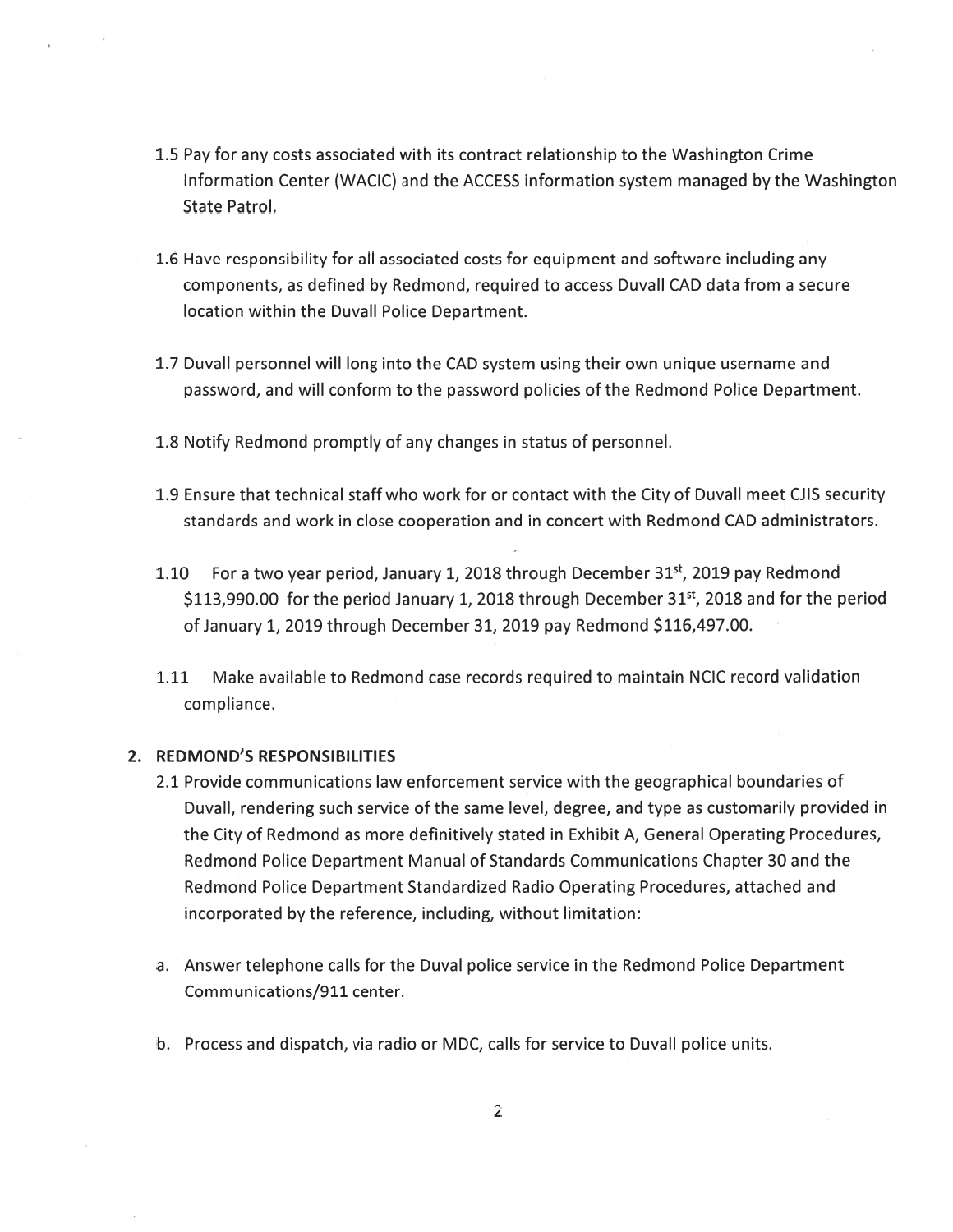1.5 Pay for any costs associated with its contract relationship to the Washington Crime Information Center (WACIC) and the ACCESS information system managed by the Washington State Patrol.

1.6 Have responsibility for all associated costs for equipment and software including any components, as defined by Redmond, required to access Duvall CAD data from a secure location within the Duvall Police Department.

1.7 Duvall personnel will long into the CAD system using their own unique username and password, and will conform to the password policies of the Redmond Police Department.

1.8 Notify Redmond promptly of any changes in status of personnel.

1.9 Ensure that technical staff who work for or contact with the City of Duvall meet CJIS security standards and work in close cooperation and in concert with Redmond CAD administrators.

1.10 For a two year period, January 1, 2018 through December 31st, 2019 pay Redmond $113,990.00 for the period January 1, 2018 through December 31st, 2018 and for the period of January 1, 2019 through December 31, 2019 pay Redmond $116,497.00.

1.11 Make available to Redmond case records required to maintain NCIC record validation compliance.

## 2. REDMOND'S RESPONSIBILITIES

2.1 Provide communications law enforcement service with the geographical boundaries of Duvall, rendering such service of the same level, degree, and type as customarily provided in the City of Redmond as more definitively stated in Exhibit A, General Operating Procedures, Redmond Police Department Manual of Standards Communications Chapter 30 and the Redmond Police Department Standardized Radio Operating Procedures, attached and incorporated by the reference, including, without limitation:

a. Answer telephone calls for the Duval police service in the Redmond Police Department Communications/911 center.

b. Process and dispatch, via radio or MDC, calls for service to Duvall police units.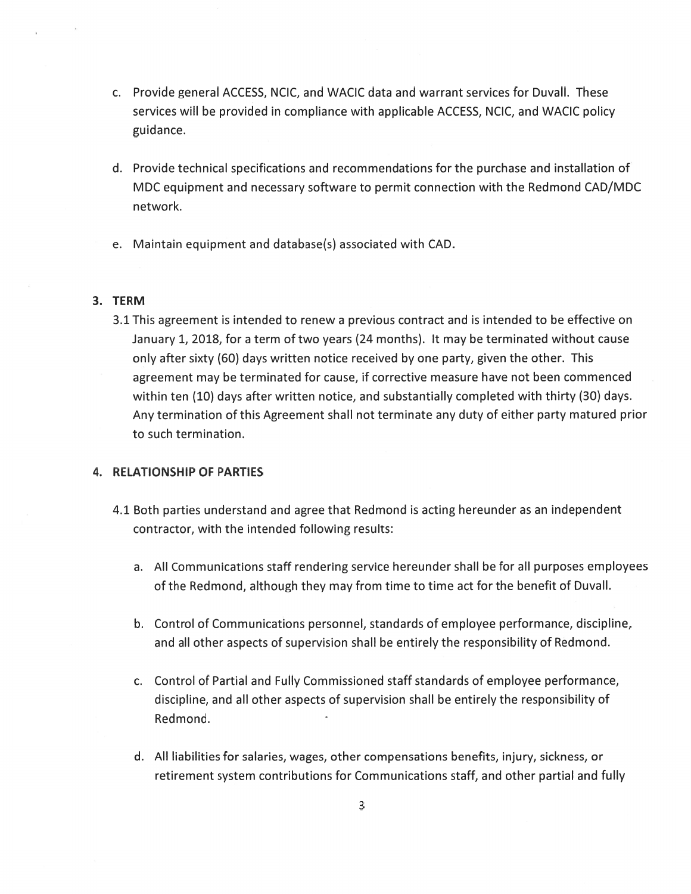c. Provide general ACCESS, NCIC, and WACIC data and warrant services for Duvall. These services will be provided in compliance with applicable ACCESS, NCIC, and WACIC policy guidance.

d. Provide technical specifications and recommendations for the purchase and installation of MDC equipment and necessary software to permit connection with the Redmond CAD/MDC network.

e. Maintain equipment and database(s) associated with CAD.

## 3. TERM

3.1 This agreement is intended to renew a previous contract and is intended to be effective on January 1, 2018, for a term of two years (24 months). It may be terminated without cause only after sixty (60) days written notice received by one party, given the other. This agreement may be terminated for cause, if corrective measure have not been commenced within ten (10) days after written notice, and substantially completed with thirty (30) days. Any termination of this Agreement shall not terminate any duty of either party matured prior to such termination.

## 4. RELATIONSHIP OF PARTIES

4.1 Both parties understand and agree that Redmond is acting hereunder as an independent contractor, with the intended following results:

a. All Communications staff rendering service hereunder shall be for all purposes employees of the Redmond, although they may from time to time act for the benefit of Duvall.

b. Control of Communications personnel, standards of employee performance, discipline, and all other aspects of supervision shall be entirely the responsibility of Redmond.

c. Control of Partial and Fully Commissioned staff standards of employee performance, discipline, and all other aspects of supervision shall be entirely the responsibility of Redmond.

d. All liabilities for salaries, wages, other compensations benefits, injury, sickness, or retirement system contributions for Communications staff, and other partial and fully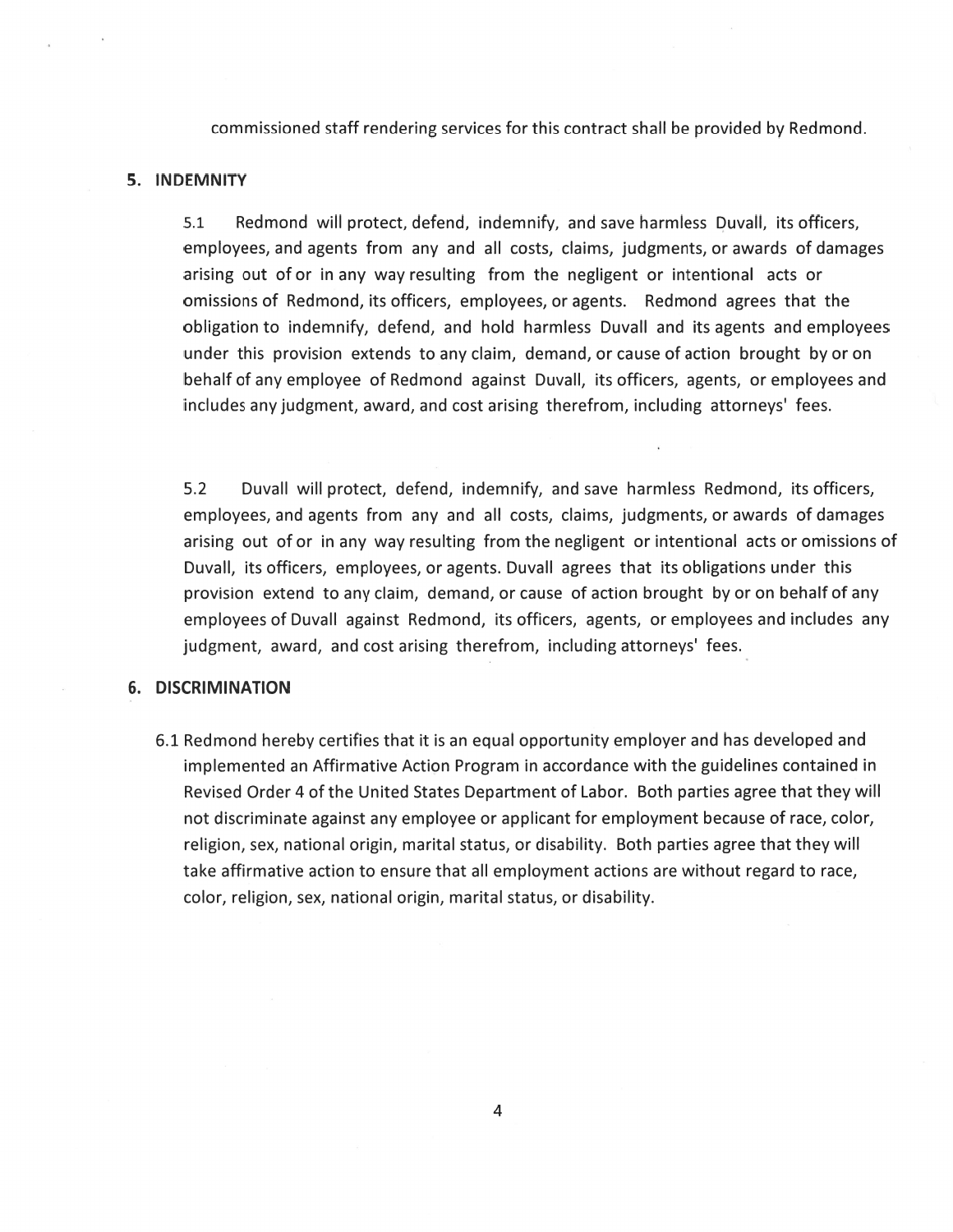commissioned staff rendering services for this contract shall be provided by Redmond.

## 5. INDEMNITY

5.1 Redmond will protect, defend, indemnify, and save harmless Duvall, its officers, employees, and agents from any and all costs, claims, judgments, or awards of damages arising out of or in any way resulting from the negligent or intentional acts or omissions of Redmond, its officers, employees, or agents. Redmond agrees that the obligation to indemnify, defend, and hold harmless Duvall and its agents and employees under this provision extends to any claim, demand, or cause of action brought by or on behalf of any employee of Redmond against Duvall, its officers, agents, or employees and includes any judgment, award, and cost arising therefrom, including attorneys' fees.

5.2 Duvall will protect, defend, indemnify, and save harmless Redmond, its officers, employees, and agents from any and all costs, claims, judgments, or awards of damages arising out of or in any way resulting from the negligent or intentional acts or omissions of Duvall, its officers, employees, or agents. Duvall agrees that its obligations under this provision extend to any claim, demand, or cause of action brought by or on behalf of any employees of Duvall against Redmond, its officers, agents, or employees and includes any judgment, award, and cost arising therefrom, including attorneys' fees.

## 6. DISCRIMINATION

6.1 Redmond hereby certifies that it is an equal opportunity employer and has developed and implemented an Affirmative Action Program in accordance with the guidelines contained in Revised Order 4 of the United States Department of Labor. Both parties agree that they will not discriminate against any employee or applicant for employment because of race, color, religion, sex, national origin, marital status, or disability. Both parties agree that they will take affirmative action to ensure that all employment actions are without regard to race, color, religion, sex, national origin, marital status, or disability.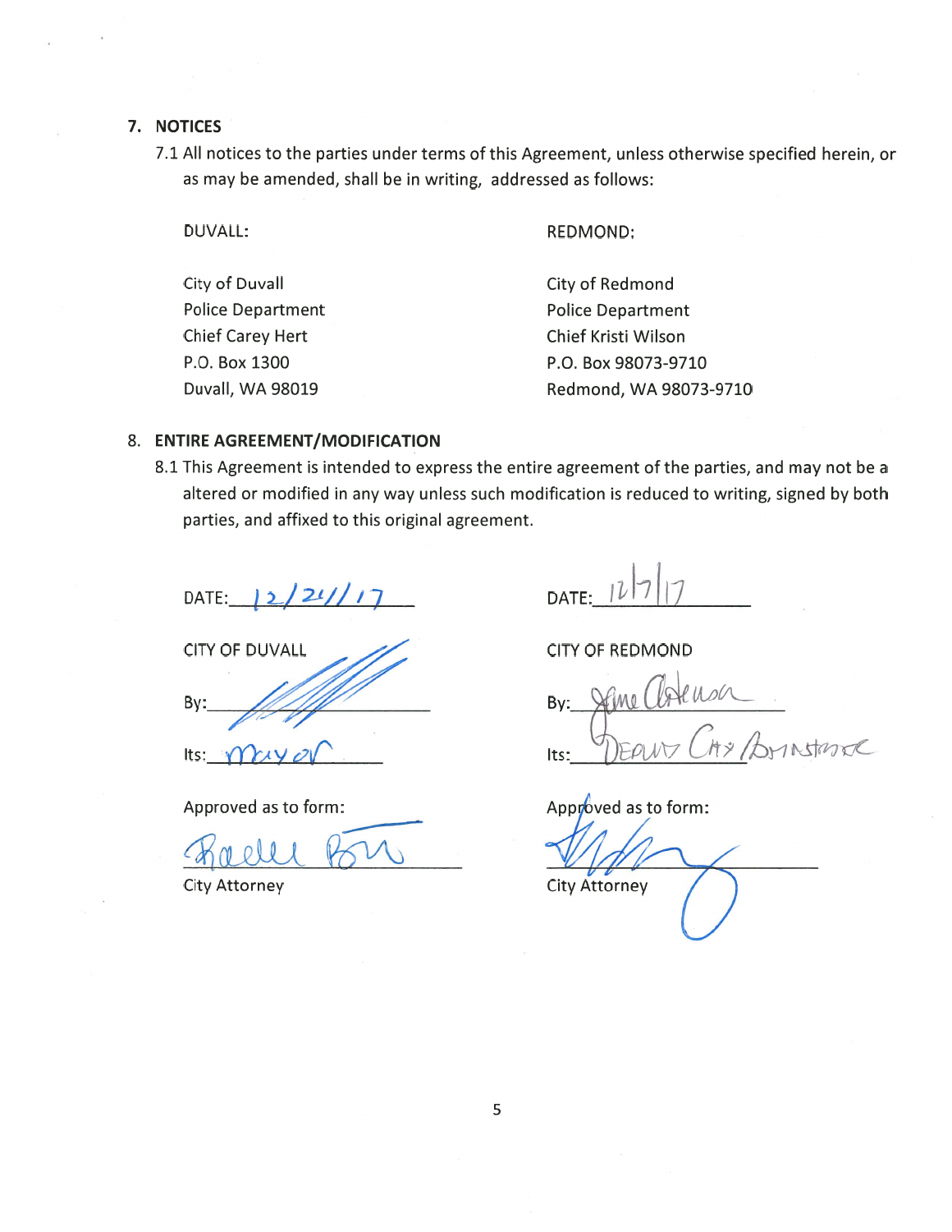## 7. NOTICES

7.1 All notices to the parties under terms of this Agreement, unless otherwise specified herein, or as may be amended, shall be in writing, addressed as follows:

| DUVALL: | REDMOND: |
|---|---|
| City of Duvall | City of Redmond |
| Police Department | Police Department |
| Chief Carey Hert | Chief Kristi Wilson |
| P.O. Box 1300 | P.O. Box 98073-9710 |
| Duvall, WA 98019 | Redmond, WA 98073-9710 |

## 8. ENTIRE AGREEMENT/MODIFICATION

8.1 This Agreement is intended to express the entire agreement of the parties, and may not be altered or modified in any way unless such modification is reduced to writing, signed by both parties, and affixed to this original agreement.

| | |
|---|---|
| DATE: 12/21/17 | DATE: 12/7/17 |
| CITY OF DUVALL | CITY OF REDMOND |
| By: ______________________ | By: ______________________ |
| Its: Mayor | Its: Deputy City Administrator |
| Approved as to form: | Approved as to form: |
| ______________________ | ______________________ |
| City Attorney | City Attorney |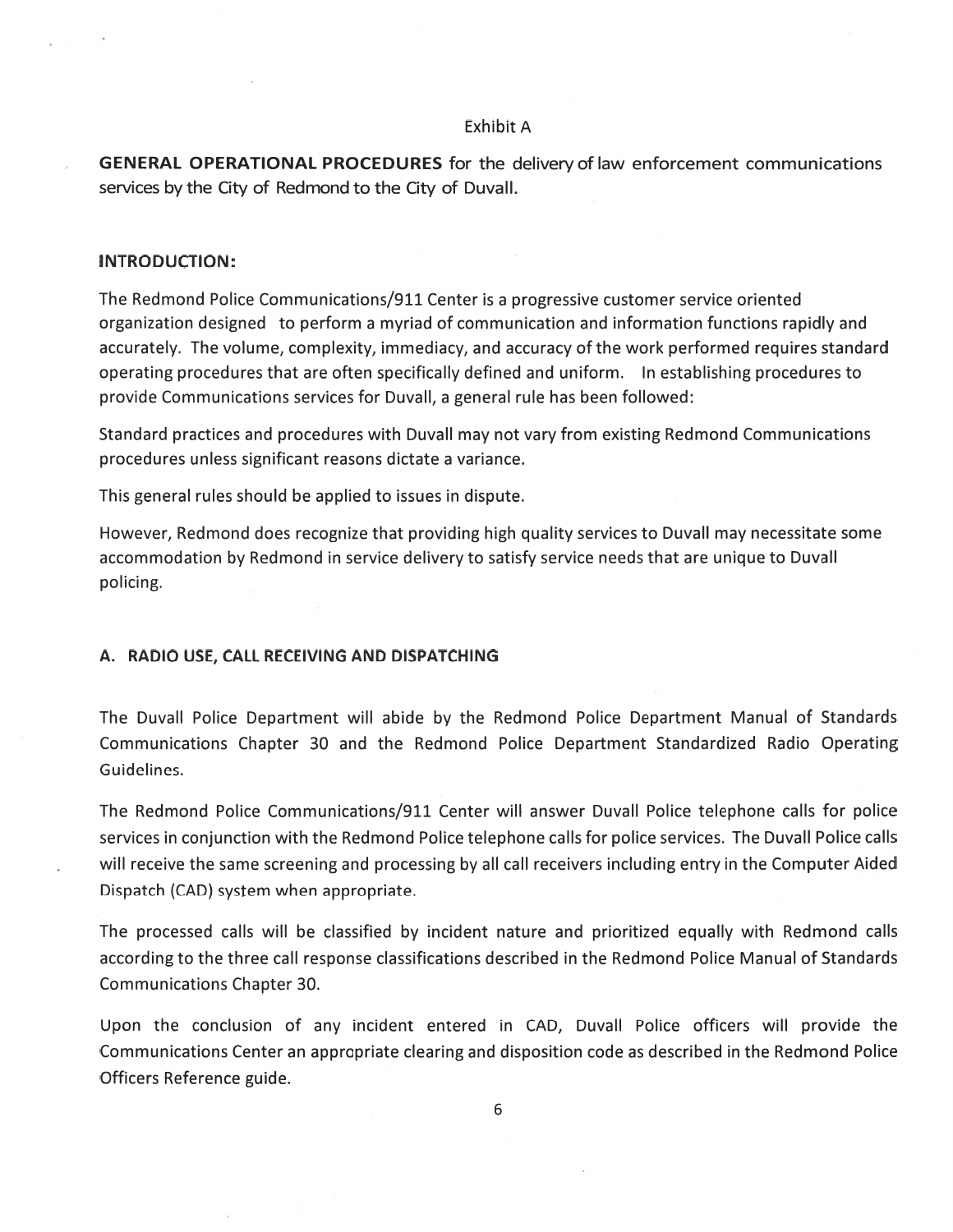Exhibit A

**GENERAL OPERATIONAL PROCEDURES** for the delivery of law enforcement communications services by the City of Redmond to the City of Duvall.

## INTRODUCTION:

The Redmond Police Communications/911 Center is a progressive customer service oriented organization designed to perform a myriad of communication and information functions rapidly and accurately. The volume, complexity, immediacy, and accuracy of the work performed requires standard operating procedures that are often specifically defined and uniform. In establishing procedures to provide Communications services for Duvall, a general rule has been followed:

Standard practices and procedures with Duvall may not vary from existing Redmond Communications procedures unless significant reasons dictate a variance.

This general rules should be applied to issues in dispute.

However, Redmond does recognize that providing high quality services to Duvall may necessitate some accommodation by Redmond in service delivery to satisfy service needs that are unique to Duvall policing.

## A. RADIO USE, CALL RECEIVING AND DISPATCHING

The Duvall Police Department will abide by the Redmond Police Department Manual of Standards Communications Chapter 30 and the Redmond Police Department Standardized Radio Operating Guidelines.

The Redmond Police Communications/911 Center will answer Duvall Police telephone calls for police services in conjunction with the Redmond Police telephone calls for police services. The Duvall Police calls will receive the same screening and processing by all call receivers including entry in the Computer Aided Dispatch (CAD) system when appropriate.

The processed calls will be classified by incident nature and prioritized equally with Redmond calls according to the three call response classifications described in the Redmond Police Manual of Standards Communications Chapter 30.

Upon the conclusion of any incident entered in CAD, Duvall Police officers will provide the Communications Center an appropriate clearing and disposition code as described in the Redmond Police Officers Reference guide.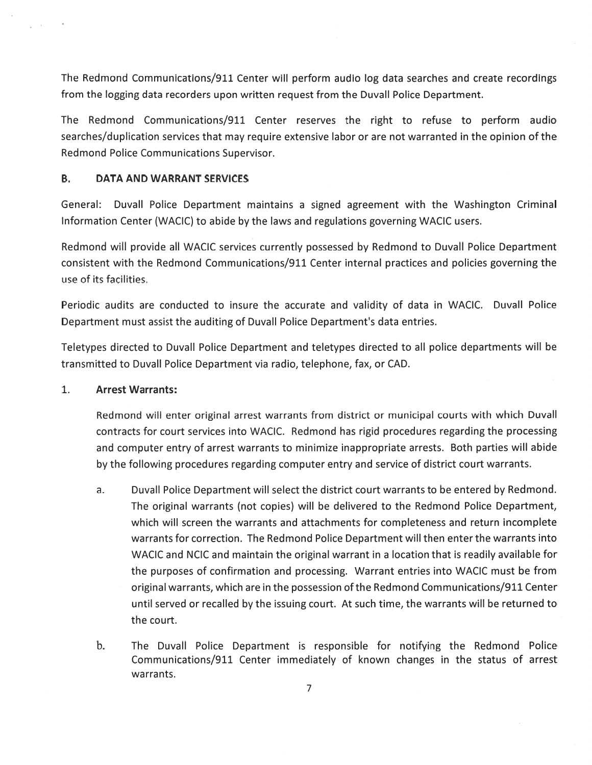The Redmond Communications/911 Center will perform audio log data searches and create recordings from the logging data recorders upon written request from the Duvall Police Department.

The Redmond Communications/911 Center reserves the right to refuse to perform audio searches/duplication services that may require extensive labor or are not warranted in the opinion of the Redmond Police Communications Supervisor.

### B. DATA AND WARRANT SERVICES

General: Duvall Police Department maintains a signed agreement with the Washington Criminal Information Center (WACIC) to abide by the laws and regulations governing WACIC users.

Redmond will provide all WACIC services currently possessed by Redmond to Duvall Police Department consistent with the Redmond Communications/911 Center internal practices and policies governing the use of its facilities.

Periodic audits are conducted to insure the accurate and validity of data in WACIC. Duvall Police Department must assist the auditing of Duvall Police Department's data entries.

Teletypes directed to Duvall Police Department and teletypes directed to all police departments will be transmitted to Duvall Police Department via radio, telephone, fax, or CAD.

1. **Arrest Warrants:**

   Redmond will enter original arrest warrants from district or municipal courts with which Duvall contracts for court services into WACIC. Redmond has rigid procedures regarding the processing and computer entry of arrest warrants to minimize inappropriate arrests. Both parties will abide by the following procedures regarding computer entry and service of district court warrants.

   a. Duvall Police Department will select the district court warrants to be entered by Redmond. The original warrants (not copies) will be delivered to the Redmond Police Department, which will screen the warrants and attachments for completeness and return incomplete warrants for correction. The Redmond Police Department will then enter the warrants into WACIC and NCIC and maintain the original warrant in a location that is readily available for the purposes of confirmation and processing. Warrant entries into WACIC must be from original warrants, which are in the possession of the Redmond Communications/911 Center until served or recalled by the issuing court. At such time, the warrants will be returned to the court.

   b. The Duvall Police Department is responsible for notifying the Redmond Police Communications/911 Center immediately of known changes in the status of arrest warrants.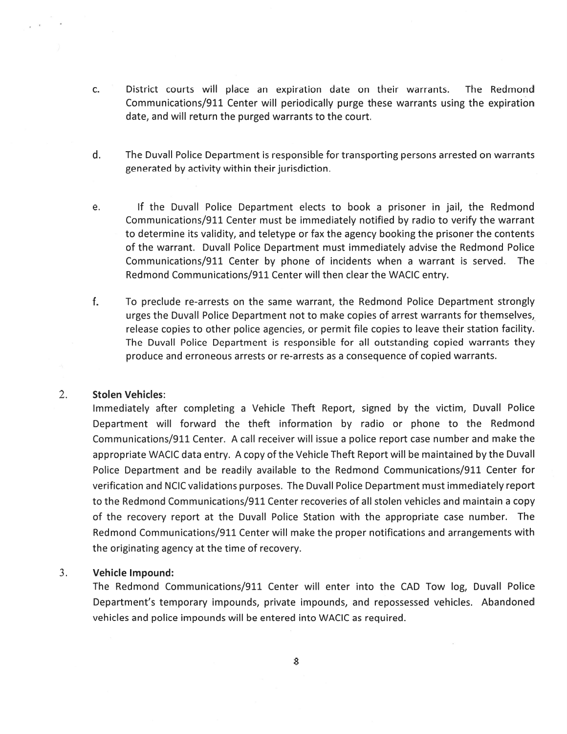c. District courts will place an expiration date on their warrants. The Redmond Communications/911 Center will periodically purge these warrants using the expiration date, and will return the purged warrants to the court.

d. The Duvall Police Department is responsible for transporting persons arrested on warrants generated by activity within their jurisdiction.

e. If the Duvall Police Department elects to book a prisoner in jail, the Redmond Communications/911 Center must be immediately notified by radio to verify the warrant to determine its validity, and teletype or fax the agency booking the prisoner the contents of the warrant. Duvall Police Department must immediately advise the Redmond Police Communications/911 Center by phone of incidents when a warrant is served. The Redmond Communications/911 Center will then clear the WACIC entry.

f. To preclude re-arrests on the same warrant, the Redmond Police Department strongly urges the Duvall Police Department not to make copies of arrest warrants for themselves, release copies to other police agencies, or permit file copies to leave their station facility. The Duvall Police Department is responsible for all outstanding copied warrants they produce and erroneous arrests or re-arrests as a consequence of copied warrants.

2. **Stolen Vehicles:**
Immediately after completing a Vehicle Theft Report, signed by the victim, Duvall Police Department will forward the theft information by radio or phone to the Redmond Communications/911 Center. A call receiver will issue a police report case number and make the appropriate WACIC data entry. A copy of the Vehicle Theft Report will be maintained by the Duvall Police Department and be readily available to the Redmond Communications/911 Center for verification and NCIC validations purposes. The Duvall Police Department must immediately report to the Redmond Communications/911 Center recoveries of all stolen vehicles and maintain a copy of the recovery report at the Duvall Police Station with the appropriate case number. The Redmond Communications/911 Center will make the proper notifications and arrangements with the originating agency at the time of recovery.

3. **Vehicle Impound:**
The Redmond Communications/911 Center will enter into the CAD Tow log, Duvall Police Department's temporary impounds, private impounds, and repossessed vehicles. Abandoned vehicles and police impounds will be entered into WACIC as required.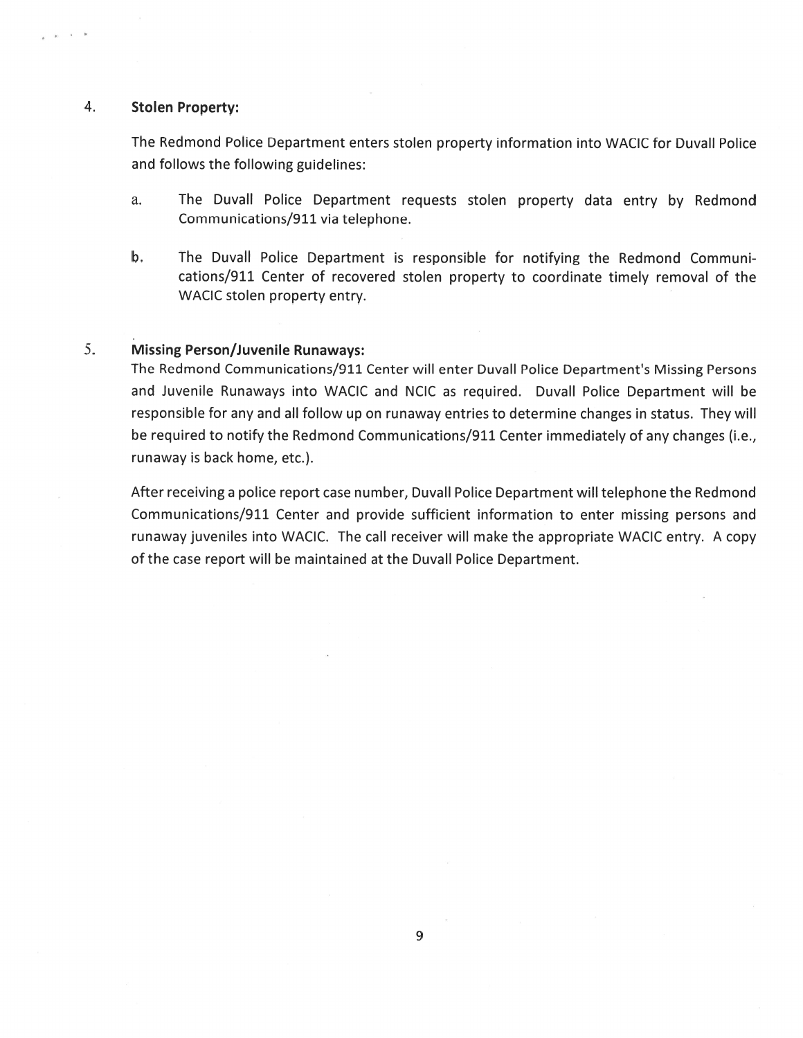4. **Stolen Property:**

   The Redmond Police Department enters stolen property information into WACIC for Duvall Police and follows the following guidelines:

   a. The Duvall Police Department requests stolen property data entry by Redmond Communications/911 via telephone.

   b. The Duvall Police Department is responsible for notifying the Redmond Communications/911 Center of recovered stolen property to coordinate timely removal of the WACIC stolen property entry.

5. **Missing Person/Juvenile Runaways:**

   The Redmond Communications/911 Center will enter Duvall Police Department's Missing Persons and Juvenile Runaways into WACIC and NCIC as required. Duvall Police Department will be responsible for any and all follow up on runaway entries to determine changes in status. They will be required to notify the Redmond Communications/911 Center immediately of any changes (i.e., runaway is back home, etc.).

   After receiving a police report case number, Duvall Police Department will telephone the Redmond Communications/911 Center and provide sufficient information to enter missing persons and runaway juveniles into WACIC. The call receiver will make the appropriate WACIC entry. A copy of the case report will be maintained at the Duvall Police Department.